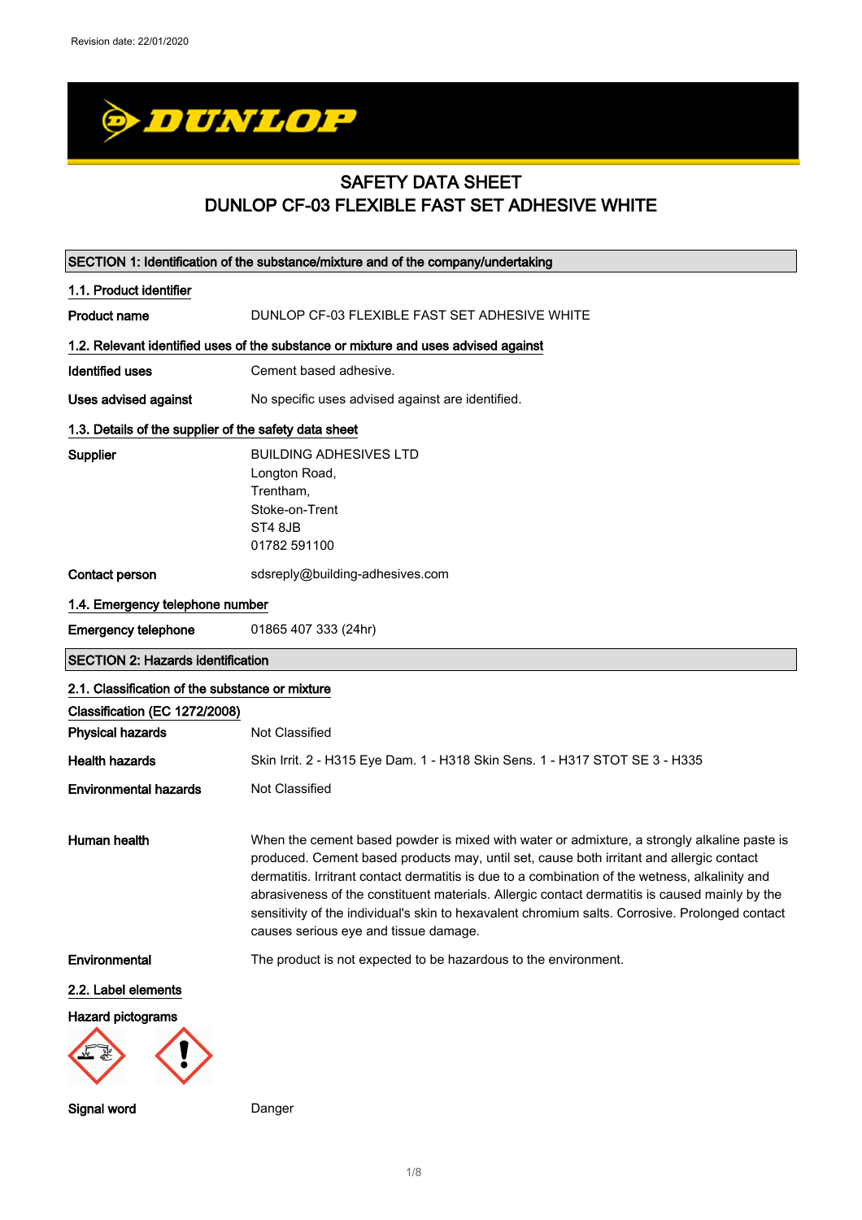Revision date: 22/01/2020

# SAFETY DATA SHEET
# DUNLOP CF-03 FLEXIBLE FAST SET ADHESIVE WHITE

## SECTION 1: Identification of the substance/mixture and of the company/undertaking

### 1.1. Product identifier

**Product name** DUNLOP CF-03 FLEXIBLE FAST SET ADHESIVE WHITE

### 1.2. Relevant identified uses of the substance or mixture and uses advised against

**Identified uses** Cement based adhesive.

**Uses advised against** No specific uses advised against are identified.

### 1.3. Details of the supplier of the safety data sheet

**Supplier**
BUILDING ADHESIVES LTD
Longton Road,
Trentham,
Stoke-on-Trent
ST4 8JB
01782 591100

**Contact person** sdsreply@building-adhesives.com

### 1.4. Emergency telephone number

**Emergency telephone** 01865 407 333 (24hr)

## SECTION 2: Hazards identification

### 2.1. Classification of the substance or mixture

**Classification (EC 1272/2008)**

**Physical hazards** Not Classified

**Health hazards** Skin Irrit. 2 - H315 Eye Dam. 1 - H318 Skin Sens. 1 - H317 STOT SE 3 - H335

**Environmental hazards** Not Classified

**Human health** When the cement based powder is mixed with water or admixture, a strongly alkaline paste is produced. Cement based products may, until set, cause both irritant and allergic contact dermatitis. Irritant contact dermatitis is due to a combination of the wetness, alkalinity and abrasiveness of the constituent materials. Allergic contact dermatitis is caused mainly by the sensitivity of the individual's skin to hexavalent chromium salts. Corrosive. Prolonged contact causes serious eye and tissue damage.

**Environmental** The product is not expected to be hazardous to the environment.

### 2.2. Label elements

**Hazard pictograms**

**Signal word** Danger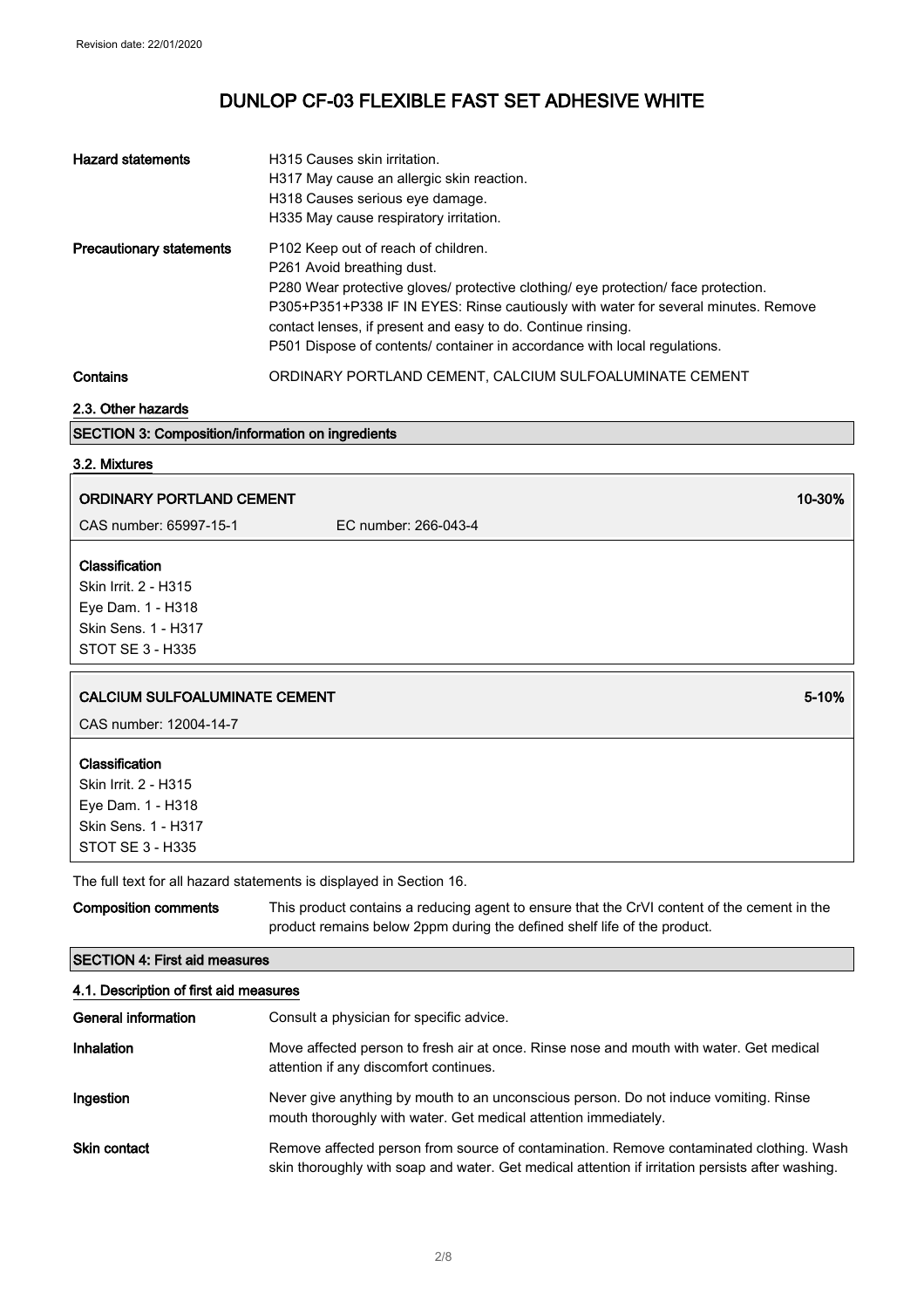| | |
|---|---|
| **Hazard statements** | H315 Causes skin irritation.<br>H317 May cause an allergic skin reaction.<br>H318 Causes serious eye damage.<br>H335 May cause respiratory irritation. |
| **Precautionary statements** | P102 Keep out of reach of children.<br>P261 Avoid breathing dust.<br>P280 Wear protective gloves/ protective clothing/ eye protection/ face protection.<br>P305+P351+P338 IF IN EYES: Rinse cautiously with water for several minutes. Remove contact lenses, if present and easy to do. Continue rinsing.<br>P501 Dispose of contents/ container in accordance with local regulations. |
| **Contains** | ORDINARY PORTLAND CEMENT, CALCIUM SULFOALUMINATE CEMENT |

### 2.3. Other hazards

## SECTION 3: Composition/information on ingredients

### 3.2. Mixtures

**ORDINARY PORTLAND CEMENT** — 10-30%

CAS number: 65997-15-1 EC number: 266-043-4

**Classification**
Skin Irrit. 2 - H315
Eye Dam. 1 - H318
Skin Sens. 1 - H317
STOT SE 3 - H335

**CALCIUM SULFOALUMINATE CEMENT** — 5-10%

CAS number: 12004-14-7

**Classification**
Skin Irrit. 2 - H315
Eye Dam. 1 - H318
Skin Sens. 1 - H317
STOT SE 3 - H335

The full text for all hazard statements is displayed in Section 16.

| | |
|---|---|
| **Composition comments** | This product contains a reducing agent to ensure that the CrVI content of the cement in the product remains below 2ppm during the defined shelf life of the product. |

## SECTION 4: First aid measures

### 4.1. Description of first aid measures

| | |
|---|---|
| **General information** | Consult a physician for specific advice. |
| **Inhalation** | Move affected person to fresh air at once. Rinse nose and mouth with water. Get medical attention if any discomfort continues. |
| **Ingestion** | Never give anything by mouth to an unconscious person. Do not induce vomiting. Rinse mouth thoroughly with water. Get medical attention immediately. |
| **Skin contact** | Remove affected person from source of contamination. Remove contaminated clothing. Wash skin thoroughly with soap and water. Get medical attention if irritation persists after washing. |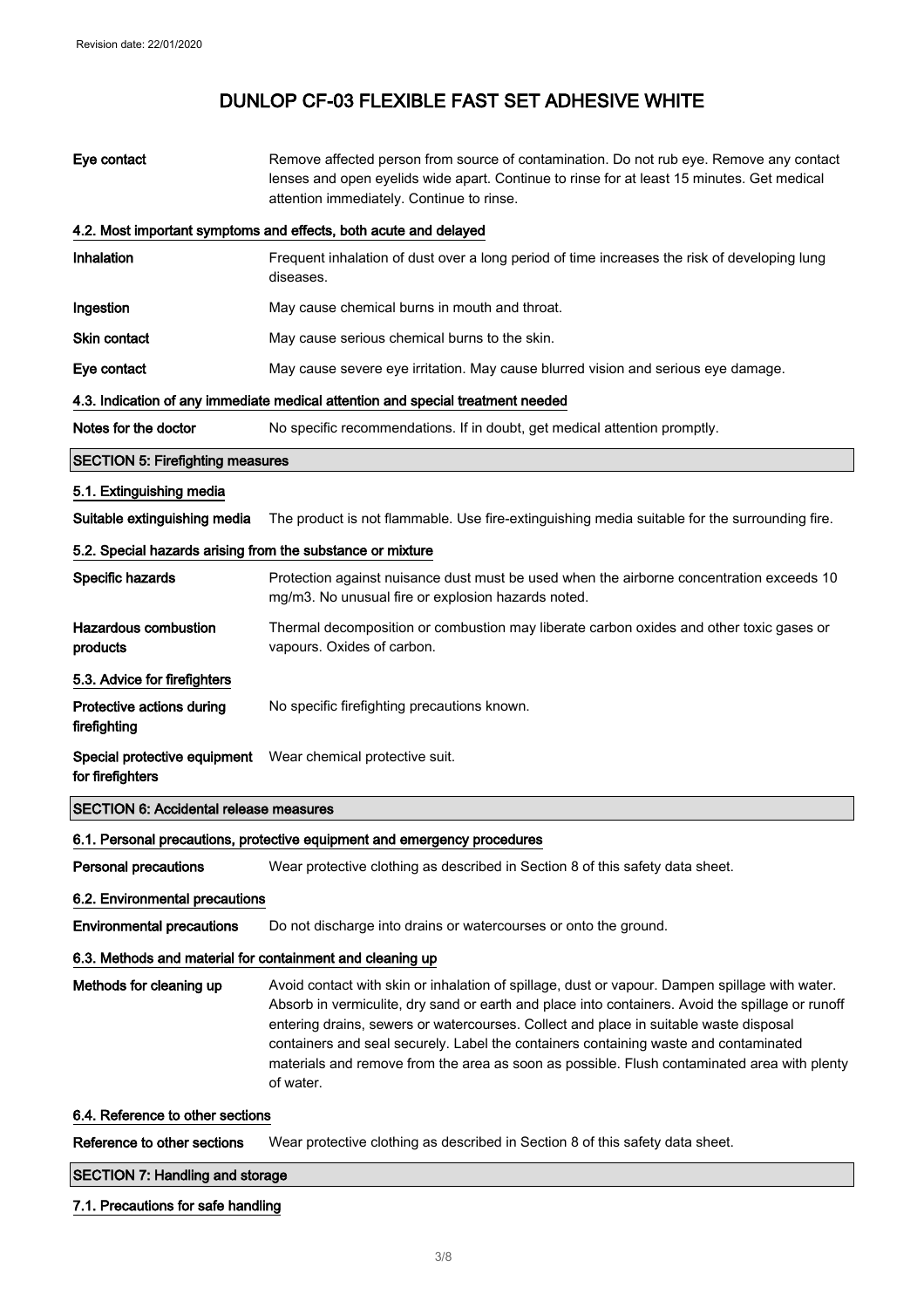| | |
|---|---|
| **Eye contact** | Remove affected person from source of contamination. Do not rub eye. Remove any contact lenses and open eyelids wide apart. Continue to rinse for at least 15 minutes. Get medical attention immediately. Continue to rinse. |

### 4.2. Most important symptoms and effects, both acute and delayed

| | |
|---|---|
| **Inhalation** | Frequent inhalation of dust over a long period of time increases the risk of developing lung diseases. |
| **Ingestion** | May cause chemical burns in mouth and throat. |
| **Skin contact** | May cause serious chemical burns to the skin. |
| **Eye contact** | May cause severe eye irritation. May cause blurred vision and serious eye damage. |

### 4.3. Indication of any immediate medical attention and special treatment needed

| | |
|---|---|
| **Notes for the doctor** | No specific recommendations. If in doubt, get medical attention promptly. |

## SECTION 5: Firefighting measures

### 5.1. Extinguishing media

| | |
|---|---|
| **Suitable extinguishing media** | The product is not flammable. Use fire-extinguishing media suitable for the surrounding fire. |

### 5.2. Special hazards arising from the substance or mixture

| | |
|---|---|
| **Specific hazards** | Protection against nuisance dust must be used when the airborne concentration exceeds 10 mg/m3. No unusual fire or explosion hazards noted. |
| **Hazardous combustion products** | Thermal decomposition or combustion may liberate carbon oxides and other toxic gases or vapours. Oxides of carbon. |

### 5.3. Advice for firefighters

| | |
|---|---|
| **Protective actions during firefighting** | No specific firefighting precautions known. |
| **Special protective equipment for firefighters** | Wear chemical protective suit. |

## SECTION 6: Accidental release measures

### 6.1. Personal precautions, protective equipment and emergency procedures

| | |
|---|---|
| **Personal precautions** | Wear protective clothing as described in Section 8 of this safety data sheet. |

### 6.2. Environmental precautions

| | |
|---|---|
| **Environmental precautions** | Do not discharge into drains or watercourses or onto the ground. |

### 6.3. Methods and material for containment and cleaning up

| | |
|---|---|
| **Methods for cleaning up** | Avoid contact with skin or inhalation of spillage, dust or vapour. Dampen spillage with water. Absorb in vermiculite, dry sand or earth and place into containers. Avoid the spillage or runoff entering drains, sewers or watercourses. Collect and place in suitable waste disposal containers and seal securely. Label the containers containing waste and contaminated materials and remove from the area as soon as possible. Flush contaminated area with plenty of water. |

### 6.4. Reference to other sections

| | |
|---|---|
| **Reference to other sections** | Wear protective clothing as described in Section 8 of this safety data sheet. |

## SECTION 7: Handling and storage

### 7.1. Precautions for safe handling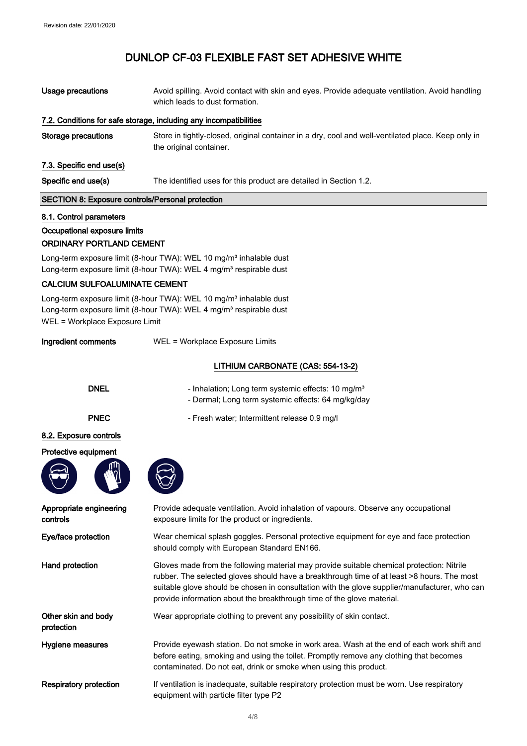| | |
|---|---|
| **Usage precautions** | Avoid spilling. Avoid contact with skin and eyes. Provide adequate ventilation. Avoid handling which leads to dust formation. |

### 7.2. Conditions for safe storage, including any incompatibilities

| | |
|---|---|
| **Storage precautions** | Store in tightly-closed, original container in a dry, cool and well-ventilated place. Keep only in the original container. |

### 7.3. Specific end use(s)

| | |
|---|---|
| **Specific end use(s)** | The identified uses for this product are detailed in Section 1.2. |

## SECTION 8: Exposure controls/Personal protection

### 8.1. Control parameters

**Occupational exposure limits**

**ORDINARY PORTLAND CEMENT**

Long-term exposure limit (8-hour TWA): WEL 10 mg/m³ inhalable dust
Long-term exposure limit (8-hour TWA): WEL 4 mg/m³ respirable dust

**CALCIUM SULFOALUMINATE CEMENT**

Long-term exposure limit (8-hour TWA): WEL 10 mg/m³ inhalable dust
Long-term exposure limit (8-hour TWA): WEL 4 mg/m³ respirable dust
WEL = Workplace Exposure Limit

| | |
|---|---|
| **Ingredient comments** | WEL = Workplace Exposure Limits |

**LITHIUM CARBONATE (CAS: 554-13-2)**

| | |
|---|---|
| **DNEL** | - Inhalation; Long term systemic effects: 10 mg/m³<br>- Dermal; Long term systemic effects: 64 mg/kg/day |
| **PNEC** | - Fresh water; Intermittent release 0.9 mg/l |

### 8.2. Exposure controls

**Protective equipment**

| | |
|---|---|
| **Appropriate engineering controls** | Provide adequate ventilation. Avoid inhalation of vapours. Observe any occupational exposure limits for the product or ingredients. |
| **Eye/face protection** | Wear chemical splash goggles. Personal protective equipment for eye and face protection should comply with European Standard EN166. |
| **Hand protection** | Gloves made from the following material may provide suitable chemical protection: Nitrile rubber. The selected gloves should have a breakthrough time of at least >8 hours. The most suitable glove should be chosen in consultation with the glove supplier/manufacturer, who can provide information about the breakthrough time of the glove material. |
| **Other skin and body protection** | Wear appropriate clothing to prevent any possibility of skin contact. |
| **Hygiene measures** | Provide eyewash station. Do not smoke in work area. Wash at the end of each work shift and before eating, smoking and using the toilet. Promptly remove any clothing that becomes contaminated. Do not eat, drink or smoke when using this product. |
| **Respiratory protection** | If ventilation is inadequate, suitable respiratory protection must be worn. Use respiratory equipment with particle filter type P2 |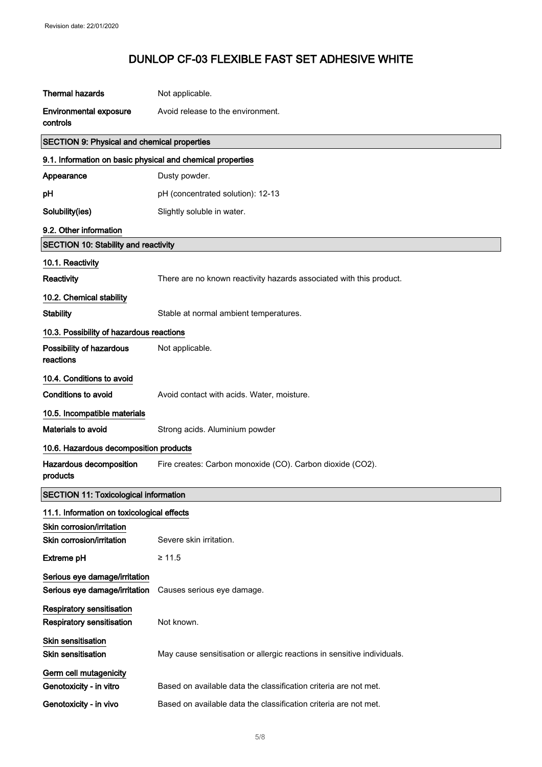| | |
|---|---|
| **Thermal hazards** | Not applicable. |
| **Environmental exposure controls** | Avoid release to the environment. |

## SECTION 9: Physical and chemical properties

### 9.1. Information on basic physical and chemical properties

| | |
|---|---|
| **Appearance** | Dusty powder. |
| **pH** | pH (concentrated solution): 12-13 |
| **Solubility(ies)** | Slightly soluble in water. |

### 9.2. Other information

## SECTION 10: Stability and reactivity

### 10.1. Reactivity

| | |
|---|---|
| **Reactivity** | There are no known reactivity hazards associated with this product. |

### 10.2. Chemical stability

| | |
|---|---|
| **Stability** | Stable at normal ambient temperatures. |

### 10.3. Possibility of hazardous reactions

| | |
|---|---|
| **Possibility of hazardous reactions** | Not applicable. |

### 10.4. Conditions to avoid

| | |
|---|---|
| **Conditions to avoid** | Avoid contact with acids. Water, moisture. |

### 10.5. Incompatible materials

| | |
|---|---|
| **Materials to avoid** | Strong acids. Aluminium powder |

### 10.6. Hazardous decomposition products

| | |
|---|---|
| **Hazardous decomposition products** | Fire creates: Carbon monoxide (CO). Carbon dioxide ($CO_2$). |

## SECTION 11: Toxicological information

### 11.1. Information on toxicological effects

**Skin corrosion/irritation**

| | |
|---|---|
| **Skin corrosion/irritation** | Severe skin irritation. |
| **Extreme pH** | ≥ 11.5 |

**Serious eye damage/irritation**

| | |
|---|---|
| **Serious eye damage/irritation** | Causes serious eye damage. |

**Respiratory sensitisation**

| | |
|---|---|
| **Respiratory sensitisation** | Not known. |

**Skin sensitisation**

| | |
|---|---|
| **Skin sensitisation** | May cause sensitisation or allergic reactions in sensitive individuals. |

**Germ cell mutagenicity**

| | |
|---|---|
| **Genotoxicity - in vitro** | Based on available data the classification criteria are not met. |
| **Genotoxicity - in vivo** | Based on available data the classification criteria are not met. |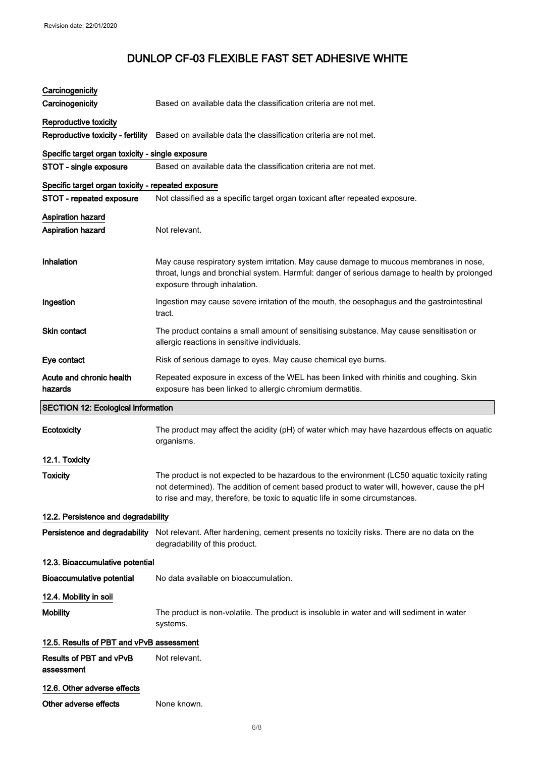# DUNLOP CF-03 FLEXIBLE FAST SET ADHESIVE WHITE

**Carcinogenicity**

| | |
|---|---|
| **Carcinogenicity** | Based on available data the classification criteria are not met. |

**Reproductive toxicity**

| | |
|---|---|
| **Reproductive toxicity - fertility** | Based on available data the classification criteria are not met. |

**Specific target organ toxicity - single exposure**

| | |
|---|---|
| **STOT - single exposure** | Based on available data the classification criteria are not met. |

**Specific target organ toxicity - repeated exposure**

| | |
|---|---|
| **STOT - repeated exposure** | Not classified as a specific target organ toxicant after repeated exposure. |

**Aspiration hazard**

| | |
|---|---|
| **Aspiration hazard** | Not relevant. |
| **Inhalation** | May cause respiratory system irritation. May cause damage to mucous membranes in nose, throat, lungs and bronchial system. Harmful: danger of serious damage to health by prolonged exposure through inhalation. |
| **Ingestion** | Ingestion may cause severe irritation of the mouth, the oesophagus and the gastrointestinal tract. |
| **Skin contact** | The product contains a small amount of sensitising substance. May cause sensitisation or allergic reactions in sensitive individuals. |
| **Eye contact** | Risk of serious damage to eyes. May cause chemical eye burns. |
| **Acute and chronic health hazards** | Repeated exposure in excess of the WEL has been linked with rhinitis and coughing. Skin exposure has been linked to allergic chromium dermatitis. |

## SECTION 12: Ecological information

| | |
|---|---|
| **Ecotoxicity** | The product may affect the acidity (pH) of water which may have hazardous effects on aquatic organisms. |

**12.1. Toxicity**

| | |
|---|---|
| **Toxicity** | The product is not expected to be hazardous to the environment (LC50 aquatic toxicity rating not determined). The addition of cement based product to water will, however, cause the pH to rise and may, therefore, be toxic to aquatic life in some circumstances. |

**12.2. Persistence and degradability**

| | |
|---|---|
| **Persistence and degradability** | Not relevant. After hardening, cement presents no toxicity risks. There are no data on the degradability of this product. |

**12.3. Bioaccumulative potential**

| | |
|---|---|
| **Bioaccumulative potential** | No data available on bioaccumulation. |

**12.4. Mobility in soil**

| | |
|---|---|
| **Mobility** | The product is non-volatile. The product is insoluble in water and will sediment in water systems. |

**12.5. Results of PBT and vPvB assessment**

| | |
|---|---|
| **Results of PBT and vPvB assessment** | Not relevant. |

**12.6. Other adverse effects**

| | |
|---|---|
| **Other adverse effects** | None known. |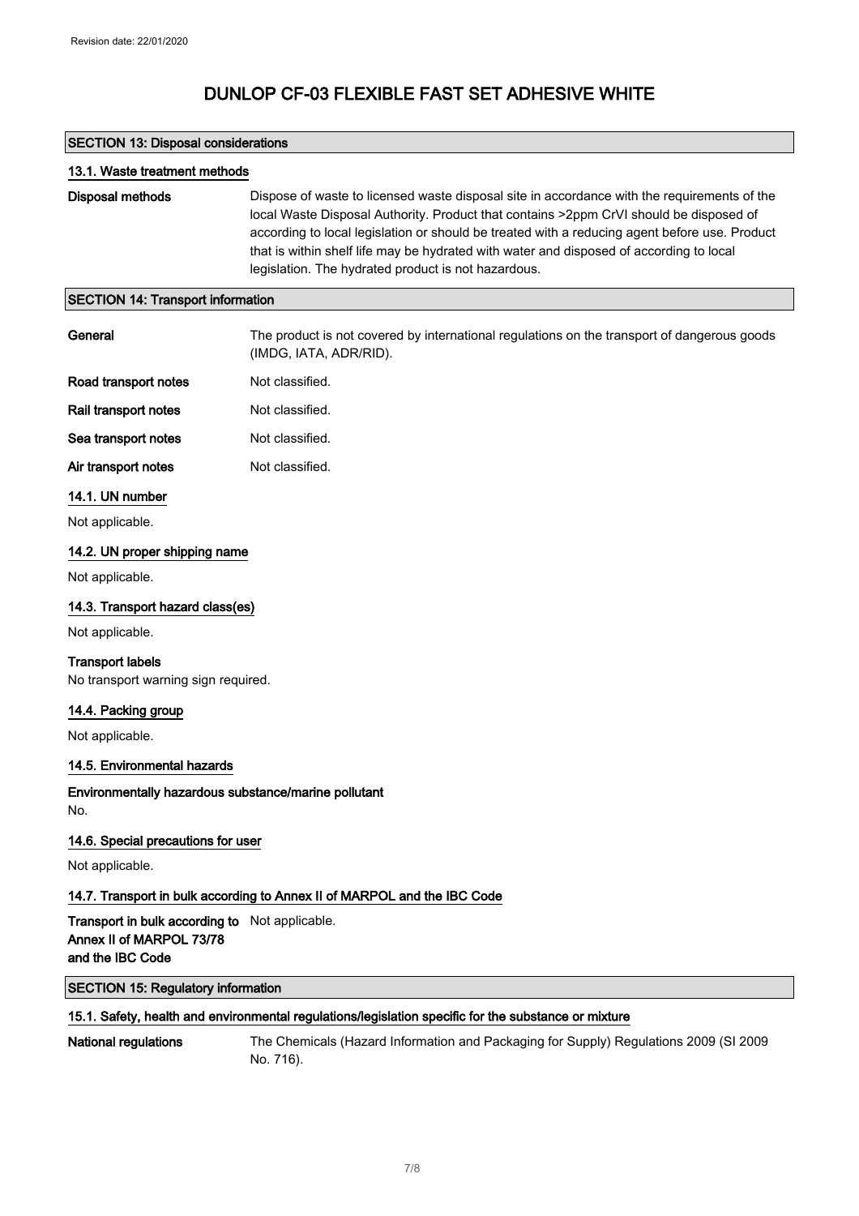# DUNLOP CF-03 FLEXIBLE FAST SET ADHESIVE WHITE

## SECTION 13: Disposal considerations

### 13.1. Waste treatment methods

**Disposal methods**
Dispose of waste to licensed waste disposal site in accordance with the requirements of the local Waste Disposal Authority. Product that contains >2ppm CrVI should be disposed of according to local legislation or should be treated with a reducing agent before use. Product that is within shelf life may be hydrated with water and disposed of according to local legislation. The hydrated product is not hazardous.

## SECTION 14: Transport information

**General**
The product is not covered by international regulations on the transport of dangerous goods (IMDG, IATA, ADR/RID).

**Road transport notes**
Not classified.

**Rail transport notes**
Not classified.

**Sea transport notes**
Not classified.

**Air transport notes**
Not classified.

### 14.1. UN number

Not applicable.

### 14.2. UN proper shipping name

Not applicable.

### 14.3. Transport hazard class(es)

Not applicable.

**Transport labels**
No transport warning sign required.

### 14.4. Packing group

Not applicable.

### 14.5. Environmental hazards

**Environmentally hazardous substance/marine pollutant**
No.

### 14.6. Special precautions for user

Not applicable.

### 14.7. Transport in bulk according to Annex II of MARPOL and the IBC Code

**Transport in bulk according to Annex II of MARPOL 73/78 and the IBC Code**
Not applicable.

## SECTION 15: Regulatory information

### 15.1. Safety, health and environmental regulations/legislation specific for the substance or mixture

**National regulations**
The Chemicals (Hazard Information and Packaging for Supply) Regulations 2009 (SI 2009 No. 716).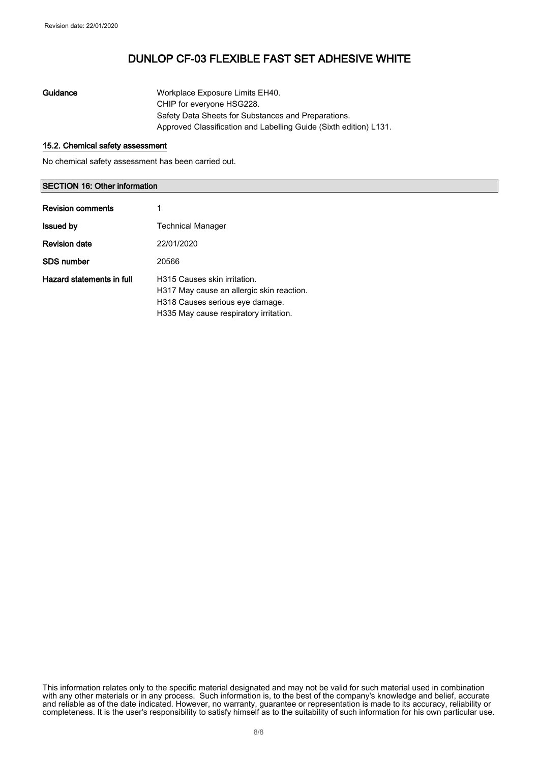# DUNLOP CF-03 FLEXIBLE FAST SET ADHESIVE WHITE

| | |
|---|---|
| **Guidance** | Workplace Exposure Limits EH40.<br>CHIP for everyone HSG228.<br>Safety Data Sheets for Substances and Preparations.<br>Approved Classification and Labelling Guide (Sixth edition) L131. |

### 15.2. Chemical safety assessment

No chemical safety assessment has been carried out.

## SECTION 16: Other information

| | |
|---|---|
| **Revision comments** | 1 |
| **Issued by** | Technical Manager |
| **Revision date** | 22/01/2020 |
| **SDS number** | 20566 |
| **Hazard statements in full** | H315 Causes skin irritation.<br>H317 May cause an allergic skin reaction.<br>H318 Causes serious eye damage.<br>H335 May cause respiratory irritation. |

This information relates only to the specific material designated and may not be valid for such material used in combination with any other materials or in any process. Such information is, to the best of the company's knowledge and belief, accurate and reliable as of the date indicated. However, no warranty, guarantee or representation is made to its accuracy, reliability or completeness. It is the user's responsibility to satisfy himself as to the suitability of such information for his own particular use.